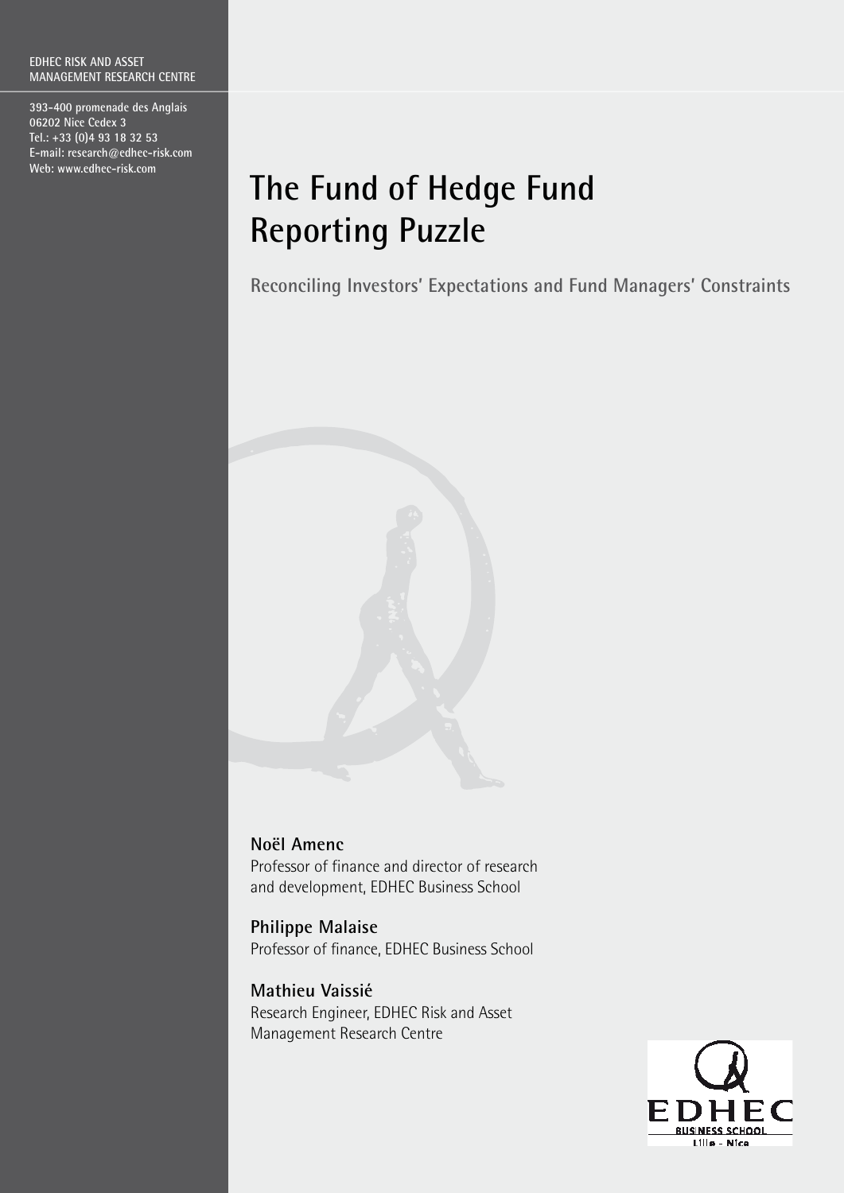EDHEC RISK AND ASSET MANAGEMENT RESEARCH CENTRE

393-400 promenade des Anglais
06202 Nice Cedex 3
Tel.: +33 (0)4 93 18 32 53
E-mail: research@edhec-risk.com
Web: www.edhec-risk.com

# The Fund of Hedge Fund Reporting Puzzle

## Reconciling Investors' Expectations and Fund Managers' Constraints

**Noël Amenc**
Professor of finance and director of research and development, EDHEC Business School

**Philippe Malaise**
Professor of finance, EDHEC Business School

**Mathieu Vaissié**
Research Engineer, EDHEC Risk and Asset Management Research Centre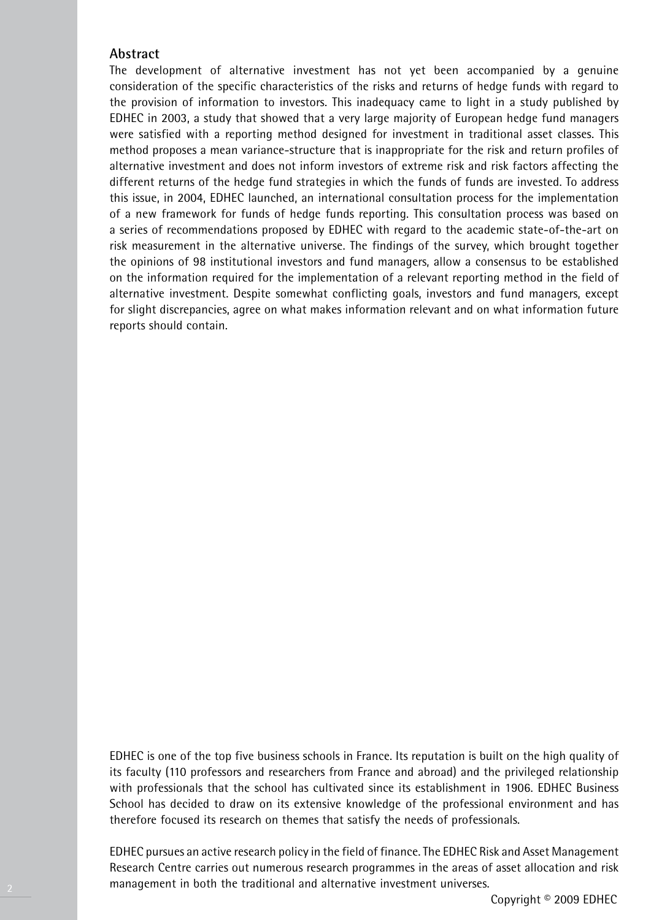## Abstract

The development of alternative investment has not yet been accompanied by a genuine consideration of the specific characteristics of the risks and returns of hedge funds with regard to the provision of information to investors. This inadequacy came to light in a study published by EDHEC in 2003, a study that showed that a very large majority of European hedge fund managers were satisfied with a reporting method designed for investment in traditional asset classes. This method proposes a mean variance-structure that is inappropriate for the risk and return profiles of alternative investment and does not inform investors of extreme risk and risk factors affecting the different returns of the hedge fund strategies in which the funds of funds are invested. To address this issue, in 2004, EDHEC launched, an international consultation process for the implementation of a new framework for funds of hedge funds reporting. This consultation process was based on a series of recommendations proposed by EDHEC with regard to the academic state-of-the-art on risk measurement in the alternative universe. The findings of the survey, which brought together the opinions of 98 institutional investors and fund managers, allow a consensus to be established on the information required for the implementation of a relevant reporting method in the field of alternative investment. Despite somewhat conflicting goals, investors and fund managers, except for slight discrepancies, agree on what makes information relevant and on what information future reports should contain.

EDHEC is one of the top five business schools in France. Its reputation is built on the high quality of its faculty (110 professors and researchers from France and abroad) and the privileged relationship with professionals that the school has cultivated since its establishment in 1906. EDHEC Business School has decided to draw on its extensive knowledge of the professional environment and has therefore focused its research on themes that satisfy the needs of professionals.

EDHEC pursues an active research policy in the field of finance. The EDHEC Risk and Asset Management Research Centre carries out numerous research programmes in the areas of asset allocation and risk management in both the traditional and alternative investment universes.

Copyright © 2009 EDHEC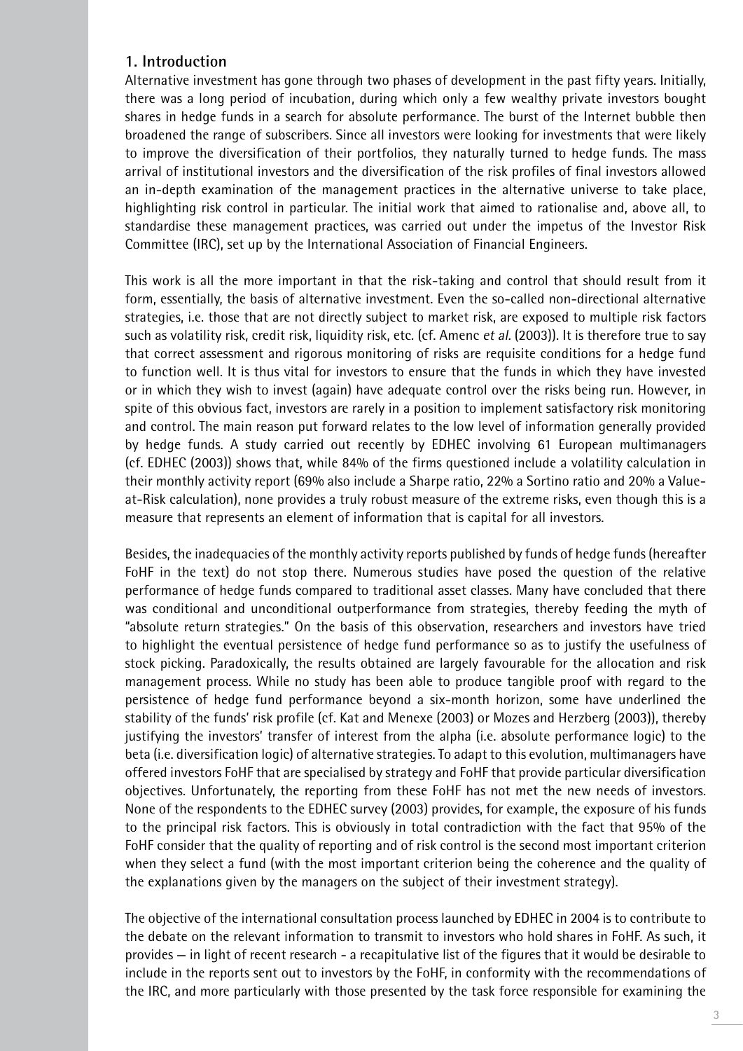## 1. Introduction

Alternative investment has gone through two phases of development in the past fifty years. Initially, there was a long period of incubation, during which only a few wealthy private investors bought shares in hedge funds in a search for absolute performance. The burst of the Internet bubble then broadened the range of subscribers. Since all investors were looking for investments that were likely to improve the diversification of their portfolios, they naturally turned to hedge funds. The mass arrival of institutional investors and the diversification of the risk profiles of final investors allowed an in-depth examination of the management practices in the alternative universe to take place, highlighting risk control in particular. The initial work that aimed to rationalise and, above all, to standardise these management practices, was carried out under the impetus of the Investor Risk Committee (IRC), set up by the International Association of Financial Engineers.

This work is all the more important in that the risk-taking and control that should result from it form, essentially, the basis of alternative investment. Even the so-called non-directional alternative strategies, i.e. those that are not directly subject to market risk, are exposed to multiple risk factors such as volatility risk, credit risk, liquidity risk, etc. (cf. Amenc *et al.* (2003)). It is therefore true to say that correct assessment and rigorous monitoring of risks are requisite conditions for a hedge fund to function well. It is thus vital for investors to ensure that the funds in which they have invested or in which they wish to invest (again) have adequate control over the risks being run. However, in spite of this obvious fact, investors are rarely in a position to implement satisfactory risk monitoring and control. The main reason put forward relates to the low level of information generally provided by hedge funds. A study carried out recently by EDHEC involving 61 European multimanagers (cf. EDHEC (2003)) shows that, while 84% of the firms questioned include a volatility calculation in their monthly activity report (69% also include a Sharpe ratio, 22% a Sortino ratio and 20% a Value-at-Risk calculation), none provides a truly robust measure of the extreme risks, even though this is a measure that represents an element of information that is capital for all investors.

Besides, the inadequacies of the monthly activity reports published by funds of hedge funds (hereafter FoHF in the text) do not stop there. Numerous studies have posed the question of the relative performance of hedge funds compared to traditional asset classes. Many have concluded that there was conditional and unconditional outperformance from strategies, thereby feeding the myth of "absolute return strategies." On the basis of this observation, researchers and investors have tried to highlight the eventual persistence of hedge fund performance so as to justify the usefulness of stock picking. Paradoxically, the results obtained are largely favourable for the allocation and risk management process. While no study has been able to produce tangible proof with regard to the persistence of hedge fund performance beyond a six-month horizon, some have underlined the stability of the funds' risk profile (cf. Kat and Menexe (2003) or Mozes and Herzberg (2003)), thereby justifying the investors' transfer of interest from the alpha (i.e. absolute performance logic) to the beta (i.e. diversification logic) of alternative strategies. To adapt to this evolution, multimanagers have offered investors FoHF that are specialised by strategy and FoHF that provide particular diversification objectives. Unfortunately, the reporting from these FoHF has not met the new needs of investors. None of the respondents to the EDHEC survey (2003) provides, for example, the exposure of his funds to the principal risk factors. This is obviously in total contradiction with the fact that 95% of the FoHF consider that the quality of reporting and of risk control is the second most important criterion when they select a fund (with the most important criterion being the coherence and the quality of the explanations given by the managers on the subject of their investment strategy).

The objective of the international consultation process launched by EDHEC in 2004 is to contribute to the debate on the relevant information to transmit to investors who hold shares in FoHF. As such, it provides — in light of recent research - a recapitulative list of the figures that it would be desirable to include in the reports sent out to investors by the FoHF, in conformity with the recommendations of the IRC, and more particularly with those presented by the task force responsible for examining the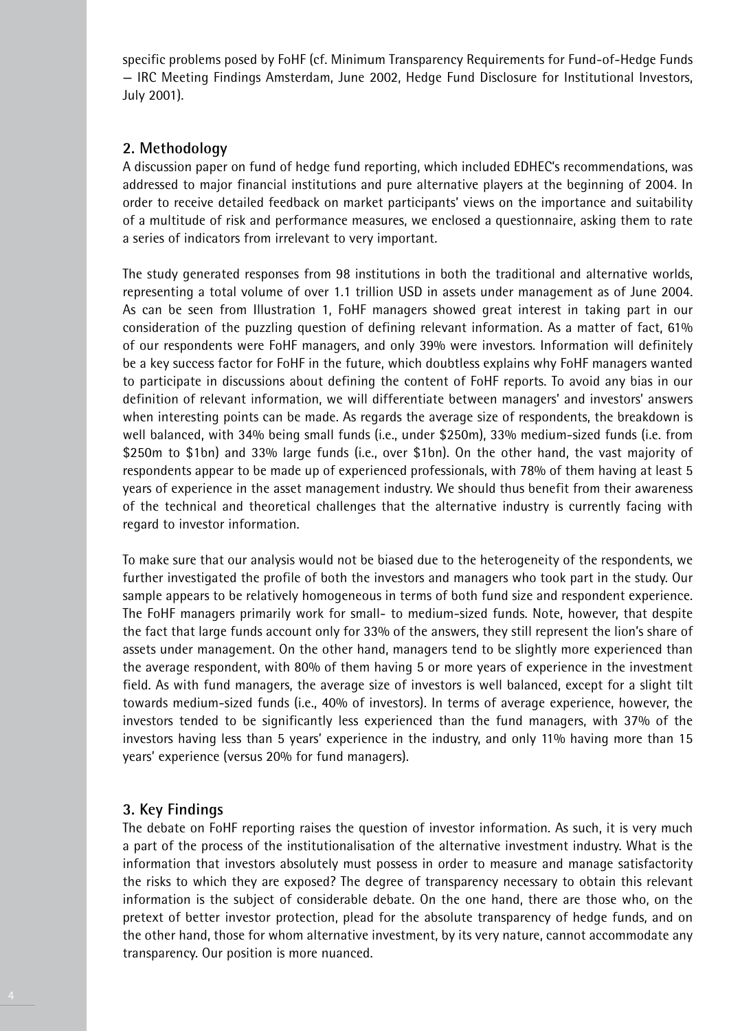specific problems posed by FoHF (cf. Minimum Transparency Requirements for Fund-of-Hedge Funds – IRC Meeting Findings Amsterdam, June 2002, Hedge Fund Disclosure for Institutional Investors, July 2001).

## 2. Methodology

A discussion paper on fund of hedge fund reporting, which included EDHEC's recommendations, was addressed to major financial institutions and pure alternative players at the beginning of 2004. In order to receive detailed feedback on market participants' views on the importance and suitability of a multitude of risk and performance measures, we enclosed a questionnaire, asking them to rate a series of indicators from irrelevant to very important.

The study generated responses from 98 institutions in both the traditional and alternative worlds, representing a total volume of over 1.1 trillion USD in assets under management as of June 2004. As can be seen from Illustration 1, FoHF managers showed great interest in taking part in our consideration of the puzzling question of defining relevant information. As a matter of fact, 61% of our respondents were FoHF managers, and only 39% were investors. Information will definitely be a key success factor for FoHF in the future, which doubtless explains why FoHF managers wanted to participate in discussions about defining the content of FoHF reports. To avoid any bias in our definition of relevant information, we will differentiate between managers' and investors' answers when interesting points can be made. As regards the average size of respondents, the breakdown is well balanced, with 34% being small funds (i.e., under $250m), 33% medium-sized funds (i.e. from $250m to $1bn) and 33% large funds (i.e., over $1bn). On the other hand, the vast majority of respondents appear to be made up of experienced professionals, with 78% of them having at least 5 years of experience in the asset management industry. We should thus benefit from their awareness of the technical and theoretical challenges that the alternative industry is currently facing with regard to investor information.

To make sure that our analysis would not be biased due to the heterogeneity of the respondents, we further investigated the profile of both the investors and managers who took part in the study. Our sample appears to be relatively homogeneous in terms of both fund size and respondent experience. The FoHF managers primarily work for small- to medium-sized funds. Note, however, that despite the fact that large funds account only for 33% of the answers, they still represent the lion's share of assets under management. On the other hand, managers tend to be slightly more experienced than the average respondent, with 80% of them having 5 or more years of experience in the investment field. As with fund managers, the average size of investors is well balanced, except for a slight tilt towards medium-sized funds (i.e., 40% of investors). In terms of average experience, however, the investors tended to be significantly less experienced than the fund managers, with 37% of the investors having less than 5 years' experience in the industry, and only 11% having more than 15 years' experience (versus 20% for fund managers).

## 3. Key Findings

The debate on FoHF reporting raises the question of investor information. As such, it is very much a part of the process of the institutionalisation of the alternative investment industry. What is the information that investors absolutely must possess in order to measure and manage satisfactority the risks to which they are exposed? The degree of transparency necessary to obtain this relevant information is the subject of considerable debate. On the one hand, there are those who, on the pretext of better investor protection, plead for the absolute transparency of hedge funds, and on the other hand, those for whom alternative investment, by its very nature, cannot accommodate any transparency. Our position is more nuanced.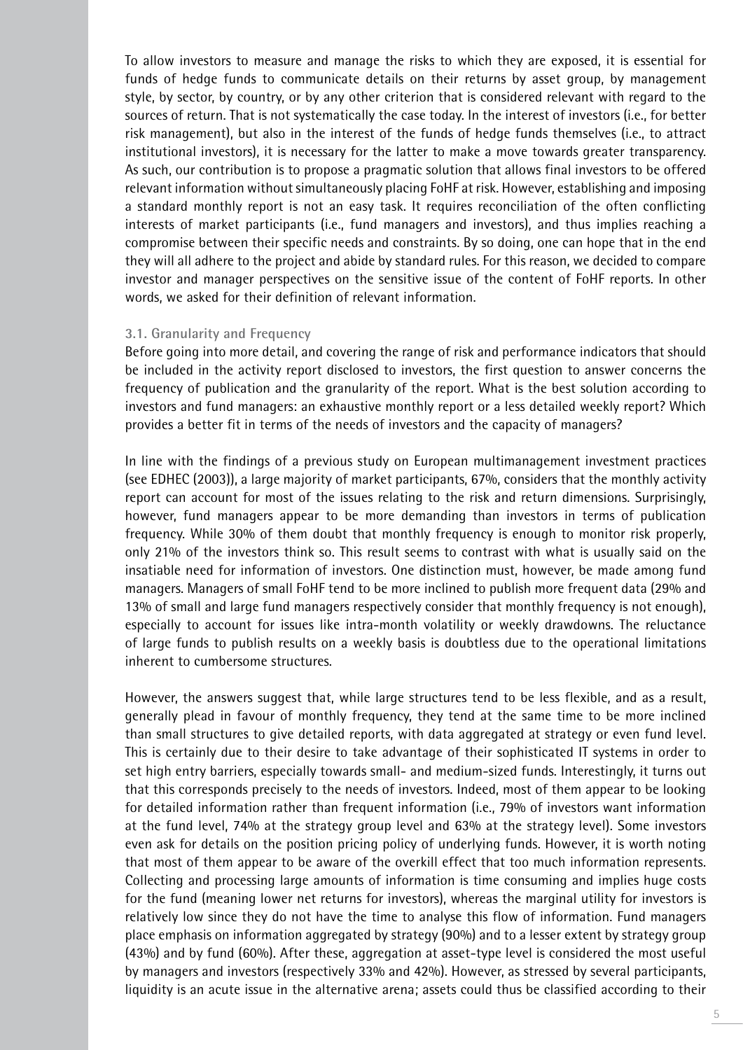To allow investors to measure and manage the risks to which they are exposed, it is essential for funds of hedge funds to communicate details on their returns by asset group, by management style, by sector, by country, or by any other criterion that is considered relevant with regard to the sources of return. That is not systematically the case today. In the interest of investors (i.e., for better risk management), but also in the interest of the funds of hedge funds themselves (i.e., to attract institutional investors), it is necessary for the latter to make a move towards greater transparency. As such, our contribution is to propose a pragmatic solution that allows final investors to be offered relevant information without simultaneously placing FoHF at risk. However, establishing and imposing a standard monthly report is not an easy task. It requires reconciliation of the often conflicting interests of market participants (i.e., fund managers and investors), and thus implies reaching a compromise between their specific needs and constraints. By so doing, one can hope that in the end they will all adhere to the project and abide by standard rules. For this reason, we decided to compare investor and manager perspectives on the sensitive issue of the content of FoHF reports. In other words, we asked for their definition of relevant information.

### 3.1. Granularity and Frequency

Before going into more detail, and covering the range of risk and performance indicators that should be included in the activity report disclosed to investors, the first question to answer concerns the frequency of publication and the granularity of the report. What is the best solution according to investors and fund managers: an exhaustive monthly report or a less detailed weekly report? Which provides a better fit in terms of the needs of investors and the capacity of managers?

In line with the findings of a previous study on European multimanagement investment practices (see EDHEC (2003)), a large majority of market participants, 67%, considers that the monthly activity report can account for most of the issues relating to the risk and return dimensions. Surprisingly, however, fund managers appear to be more demanding than investors in terms of publication frequency. While 30% of them doubt that monthly frequency is enough to monitor risk properly, only 21% of the investors think so. This result seems to contrast with what is usually said on the insatiable need for information of investors. One distinction must, however, be made among fund managers. Managers of small FoHF tend to be more inclined to publish more frequent data (29% and 13% of small and large fund managers respectively consider that monthly frequency is not enough), especially to account for issues like intra-month volatility or weekly drawdowns. The reluctance of large funds to publish results on a weekly basis is doubtless due to the operational limitations inherent to cumbersome structures.

However, the answers suggest that, while large structures tend to be less flexible, and as a result, generally plead in favour of monthly frequency, they tend at the same time to be more inclined than small structures to give detailed reports, with data aggregated at strategy or even fund level. This is certainly due to their desire to take advantage of their sophisticated IT systems in order to set high entry barriers, especially towards small- and medium-sized funds. Interestingly, it turns out that this corresponds precisely to the needs of investors. Indeed, most of them appear to be looking for detailed information rather than frequent information (i.e., 79% of investors want information at the fund level, 74% at the strategy group level and 63% at the strategy level). Some investors even ask for details on the position pricing policy of underlying funds. However, it is worth noting that most of them appear to be aware of the overkill effect that too much information represents. Collecting and processing large amounts of information is time consuming and implies huge costs for the fund (meaning lower net returns for investors), whereas the marginal utility for investors is relatively low since they do not have the time to analyse this flow of information. Fund managers place emphasis on information aggregated by strategy (90%) and to a lesser extent by strategy group (43%) and by fund (60%). After these, aggregation at asset-type level is considered the most useful by managers and investors (respectively 33% and 42%). However, as stressed by several participants, liquidity is an acute issue in the alternative arena; assets could thus be classified according to their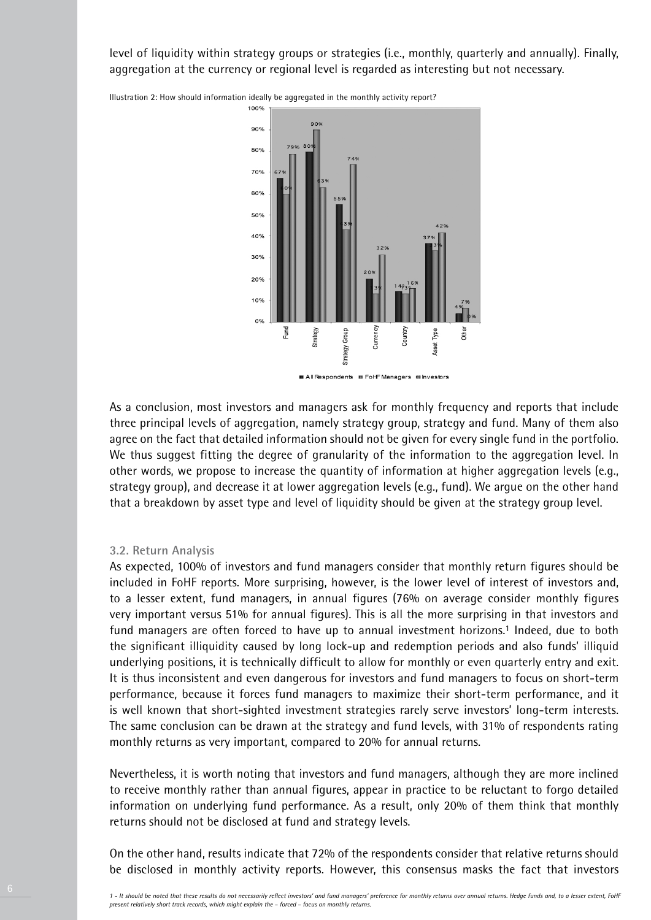level of liquidity within strategy groups or strategies (i.e., monthly, quarterly and annually). Finally, aggregation at the currency or regional level is regarded as interesting but not necessary.

Illustration 2: How should information ideally be aggregated in the monthly activity report?

| | All Respondents | FoHF Managers | Investors |
|---|---|---|---|
| Fund | 67% | 60% | 79% |
| Strategy | 80% | 90% | 63% |
| Strategy Group | 55% | 43% | 74% |
| Currency | 20% | 13% | 32% |
| Country | 14% | 13% | 16% |
| Asset Type | 37% | 33% | 42% |
| Other | 4% | 7% | 0% |

As a conclusion, most investors and managers ask for monthly frequency and reports that include three principal levels of aggregation, namely strategy group, strategy and fund. Many of them also agree on the fact that detailed information should not be given for every single fund in the portfolio. We thus suggest fitting the degree of granularity of the information to the aggregation level. In other words, we propose to increase the quantity of information at higher aggregation levels (e.g., strategy group), and decrease it at lower aggregation levels (e.g., fund). We argue on the other hand that a breakdown by asset type and level of liquidity should be given at the strategy group level.

### 3.2. Return Analysis

As expected, 100% of investors and fund managers consider that monthly return figures should be included in FoHF reports. More surprising, however, is the lower level of interest of investors and, to a lesser extent, fund managers, in annual figures (76% on average consider monthly figures very important versus 51% for annual figures). This is all the more surprising in that investors and fund managers are often forced to have up to annual investment horizons.[1] Indeed, due to both the significant illiquidity caused by long lock-up and redemption periods and also funds' illiquid underlying positions, it is technically difficult to allow for monthly or even quarterly entry and exit. It is thus inconsistent and even dangerous for investors and fund managers to focus on short-term performance, because it forces fund managers to maximize their short-term performance, and it is well known that short-sighted investment strategies rarely serve investors' long-term interests. The same conclusion can be drawn at the strategy and fund levels, with 31% of respondents rating monthly returns as very important, compared to 20% for annual returns.

Nevertheless, it is worth noting that investors and fund managers, although they are more inclined to receive monthly rather than annual figures, appear in practice to be reluctant to forgo detailed information on underlying fund performance. As a result, only 20% of them think that monthly returns should not be disclosed at fund and strategy levels.

On the other hand, results indicate that 72% of the respondents consider that relative returns should be disclosed in monthly activity reports. However, this consensus masks the fact that investors

*1 - It should be noted that these results do not necessarily reflect investors' and fund managers' preference for monthly returns over annual returns. Hedge funds and, to a lesser extent, FoHF present relatively short track records, which might explain the – forced – focus on monthly returns.*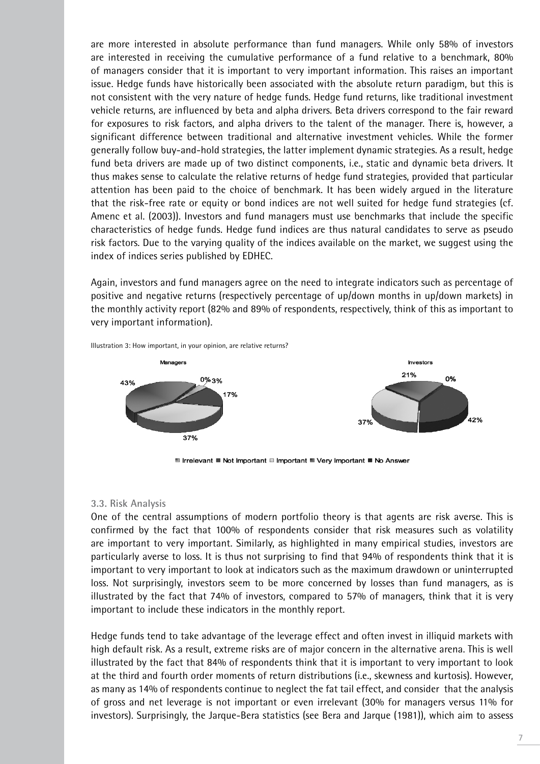are more interested in absolute performance than fund managers. While only 58% of investors are interested in receiving the cumulative performance of a fund relative to a benchmark, 80% of managers consider that it is important to very important information. This raises an important issue. Hedge funds have historically been associated with the absolute return paradigm, but this is not consistent with the very nature of hedge funds. Hedge fund returns, like traditional investment vehicle returns, are influenced by beta and alpha drivers. Beta drivers correspond to the fair reward for exposures to risk factors, and alpha drivers to the talent of the manager. There is, however, a significant difference between traditional and alternative investment vehicles. While the former generally follow buy-and-hold strategies, the latter implement dynamic strategies. As a result, hedge fund beta drivers are made up of two distinct components, i.e., static and dynamic beta drivers. It thus makes sense to calculate the relative returns of hedge fund strategies, provided that particular attention has been paid to the choice of benchmark. It has been widely argued in the literature that the risk-free rate or equity or bond indices are not well suited for hedge fund strategies (cf. Amenc et al. (2003)). Investors and fund managers must use benchmarks that include the specific characteristics of hedge funds. Hedge fund indices are thus natural candidates to serve as pseudo risk factors. Due to the varying quality of the indices available on the market, we suggest using the index of indices series published by EDHEC.

Again, investors and fund managers agree on the need to integrate indicators such as percentage of positive and negative returns (respectively percentage of up/down months in up/down markets) in the monthly activity report (82% and 89% of respondents, respectively, think of this as important to very important information).

Illustration 3: How important, in your opinion, are relative returns?

Managers: 43%, 0%, 3%, 17%, 37%

Investors: 21%, 0%, 42%, 37%

Irrelevant ■ Not Important ■ Important ■ Very Important ■ No Answer

### 3.3. Risk Analysis

One of the central assumptions of modern portfolio theory is that agents are risk averse. This is confirmed by the fact that 100% of respondents consider that risk measures such as volatility are important to very important. Similarly, as highlighted in many empirical studies, investors are particularly averse to loss. It is thus not surprising to find that 94% of respondents think that it is important to very important to look at indicators such as the maximum drawdown or uninterrupted loss. Not surprisingly, investors seem to be more concerned by losses than fund managers, as is illustrated by the fact that 74% of investors, compared to 57% of managers, think that it is very important to include these indicators in the monthly report.

Hedge funds tend to take advantage of the leverage effect and often invest in illiquid markets with high default risk. As a result, extreme risks are of major concern in the alternative arena. This is well illustrated by the fact that 84% of respondents think that it is important to very important to look at the third and fourth order moments of return distributions (i.e., skewness and kurtosis). However, as many as 14% of respondents continue to neglect the fat tail effect, and consider that the analysis of gross and net leverage is not important or even irrelevant (30% for managers versus 11% for investors). Surprisingly, the Jarque-Bera statistics (see Bera and Jarque (1981)), which aim to assess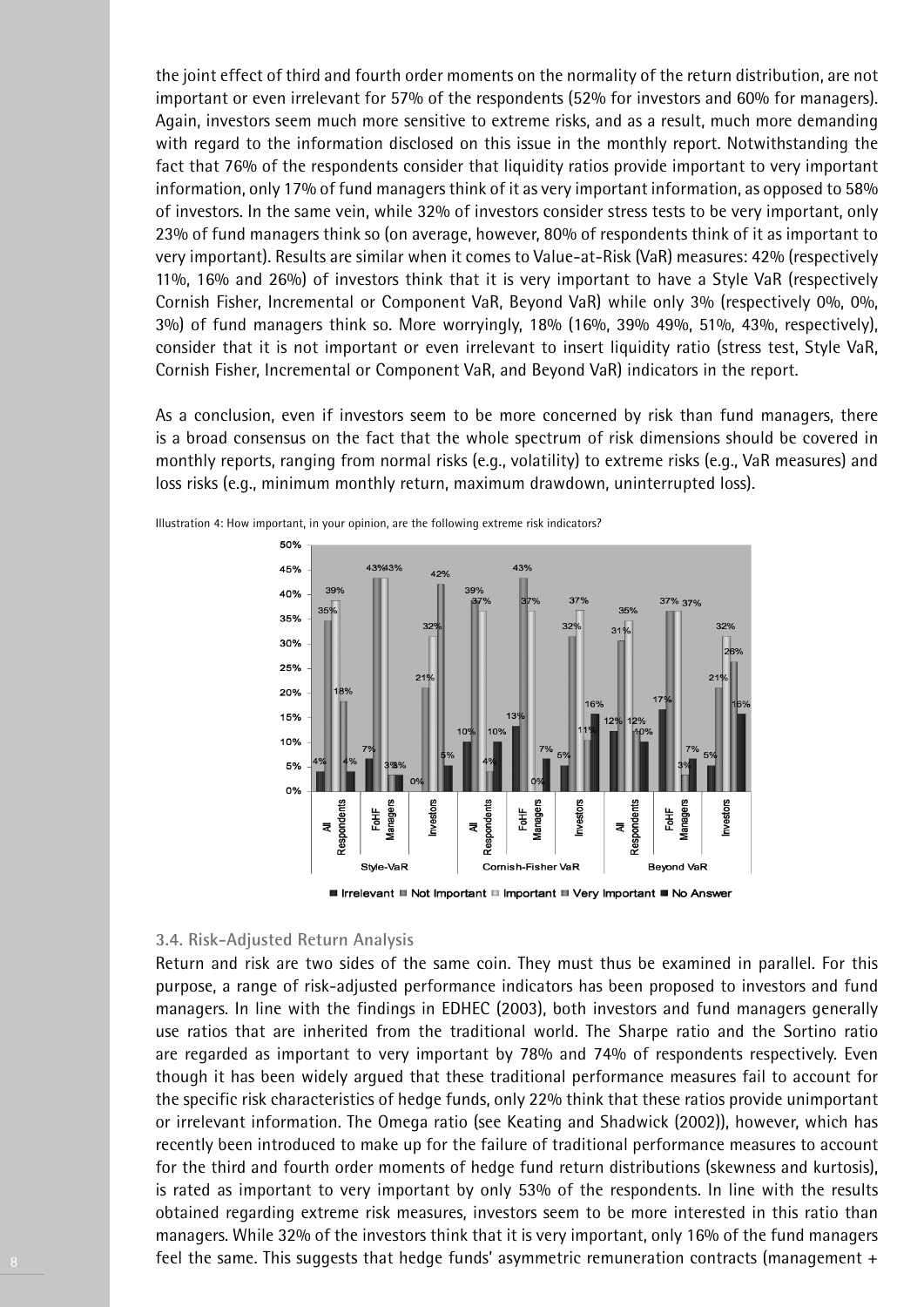the joint effect of third and fourth order moments on the normality of the return distribution, are not important or even irrelevant for 57% of the respondents (52% for investors and 60% for managers). Again, investors seem much more sensitive to extreme risks, and as a result, much more demanding with regard to the information disclosed on this issue in the monthly report. Notwithstanding the fact that 76% of the respondents consider that liquidity ratios provide important to very important information, only 17% of fund managers think of it as very important information, as opposed to 58% of investors. In the same vein, while 32% of investors consider stress tests to be very important, only 23% of fund managers think so (on average, however, 80% of respondents think of it as important to very important). Results are similar when it comes to Value-at-Risk (VaR) measures: 42% (respectively 11%, 16% and 26%) of investors think that it is very important to have a Style VaR (respectively Cornish Fisher, Incremental or Component VaR, Beyond VaR) while only 3% (respectively 0%, 0%, 3%) of fund managers think so. More worryingly, 18% (16%, 39% 49%, 51%, 43%, respectively), consider that it is not important or even irrelevant to insert liquidity ratio (stress test, Style VaR, Cornish Fisher, Incremental or Component VaR, and Beyond VaR) indicators in the report.

As a conclusion, even if investors seem to be more concerned by risk than fund managers, there is a broad consensus on the fact that the whole spectrum of risk dimensions should be covered in monthly reports, ranging from normal risks (e.g., volatility) to extreme risks (e.g., VaR measures) and loss risks (e.g., minimum monthly return, maximum drawdown, uninterrupted loss).

Illustration 4: How important, in your opinion, are the following extreme risk indicators?

| | | Irrelevant | Not Important | Important | Very Important | No Answer |
|---|---|---|---|---|---|---|
| Style-VaR | All Respondents | 4% | 35% | 39% | 18% | 4% |
| | FoHF Managers | 7% | 43% | 43% | 3% | 3% |
| | Investors | 0% | 21% | 32% | 42% | 5% |
| Cornish-Fisher VaR | All Respondents | 10% | 39% | 37% | 4% | 10% |
| | FoHF Managers | 13% | 43% | 37% | 0% | 7% |
| | Investors | 5% | 32% | 37% | 11% | 16% |
| Beyond VaR | All Respondents | 12% | 31% | 35% | 12% | 10% |
| | FoHF Managers | 17% | 37% | 37% | 3% | 7% |
| | Investors | 5% | 21% | 32% | 26% | 16% |

### 3.4. Risk-Adjusted Return Analysis

Return and risk are two sides of the same coin. They must thus be examined in parallel. For this purpose, a range of risk-adjusted performance indicators has been proposed to investors and fund managers. In line with the findings in EDHEC (2003), both investors and fund managers generally use ratios that are inherited from the traditional world. The Sharpe ratio and the Sortino ratio are regarded as important to very important by 78% and 74% of respondents respectively. Even though it has been widely argued that these traditional performance measures fail to account for the specific risk characteristics of hedge funds, only 22% think that these ratios provide unimportant or irrelevant information. The Omega ratio (see Keating and Shadwick (2002)), however, which has recently been introduced to make up for the failure of traditional performance measures to account for the third and fourth order moments of hedge fund return distributions (skewness and kurtosis), is rated as important to very important by only 53% of the respondents. In line with the results obtained regarding extreme risk measures, investors seem to be more interested in this ratio than managers. While 32% of the investors think that it is very important, only 16% of the fund managers feel the same. This suggests that hedge funds' asymmetric remuneration contracts (management +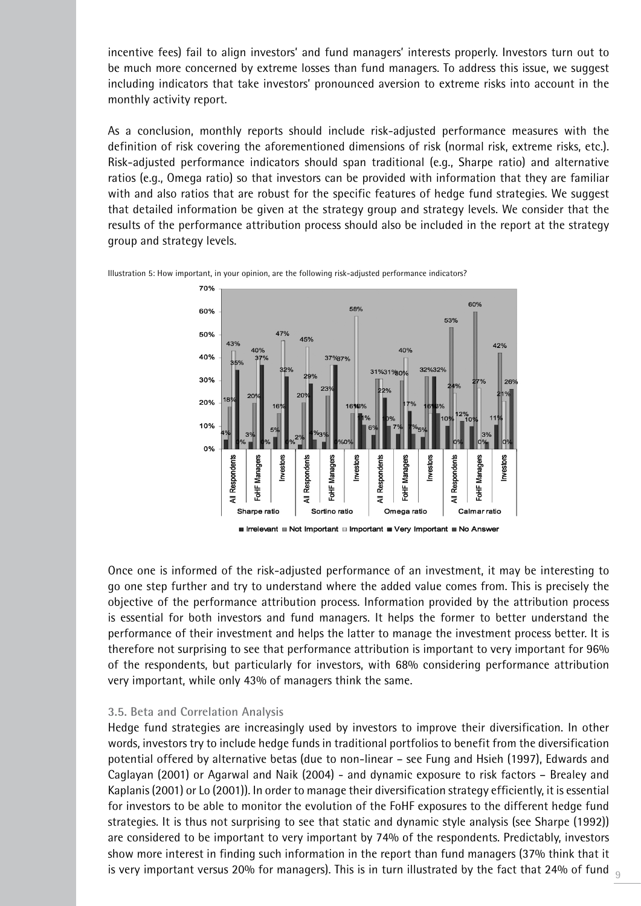incentive fees) fail to align investors' and fund managers' interests properly. Investors turn out to be much more concerned by extreme losses than fund managers. To address this issue, we suggest including indicators that take investors' pronounced aversion to extreme risks into account in the monthly activity report.

As a conclusion, monthly reports should include risk-adjusted performance measures with the definition of risk covering the aforementioned dimensions of risk (normal risk, extreme risks, etc.). Risk-adjusted performance indicators should span traditional (e.g., Sharpe ratio) and alternative ratios (e.g., Omega ratio) so that investors can be provided with information that they are familiar with and also ratios that are robust for the specific features of hedge fund strategies. We suggest that detailed information be given at the strategy group and strategy levels. We consider that the results of the performance attribution process should also be included in the report at the strategy group and strategy levels.

Illustration 5: How important, in your opinion, are the following risk-adjusted performance indicators?

Once one is informed of the risk-adjusted performance of an investment, it may be interesting to go one step further and try to understand where the added value comes from. This is precisely the objective of the performance attribution process. Information provided by the attribution process is essential for both investors and fund managers. It helps the former to better understand the performance of their investment and helps the latter to manage the investment process better. It is therefore not surprising to see that performance attribution is important to very important for 96% of the respondents, but particularly for investors, with 68% considering performance attribution very important, while only 43% of managers think the same.

### 3.5. Beta and Correlation Analysis

Hedge fund strategies are increasingly used by investors to improve their diversification. In other words, investors try to include hedge funds in traditional portfolios to benefit from the diversification potential offered by alternative betas (due to non-linear – see Fung and Hsieh (1997), Edwards and Caglayan (2001) or Agarwal and Naik (2004) - and dynamic exposure to risk factors – Brealey and Kaplanis (2001) or Lo (2001)). In order to manage their diversification strategy efficiently, it is essential for investors to be able to monitor the evolution of the FoHF exposures to the different hedge fund strategies. It is thus not surprising to see that static and dynamic style analysis (see Sharpe (1992)) are considered to be important to very important by 74% of the respondents. Predictably, investors show more interest in finding such information in the report than fund managers (37% think that it is very important versus 20% for managers). This is in turn illustrated by the fact that 24% of fund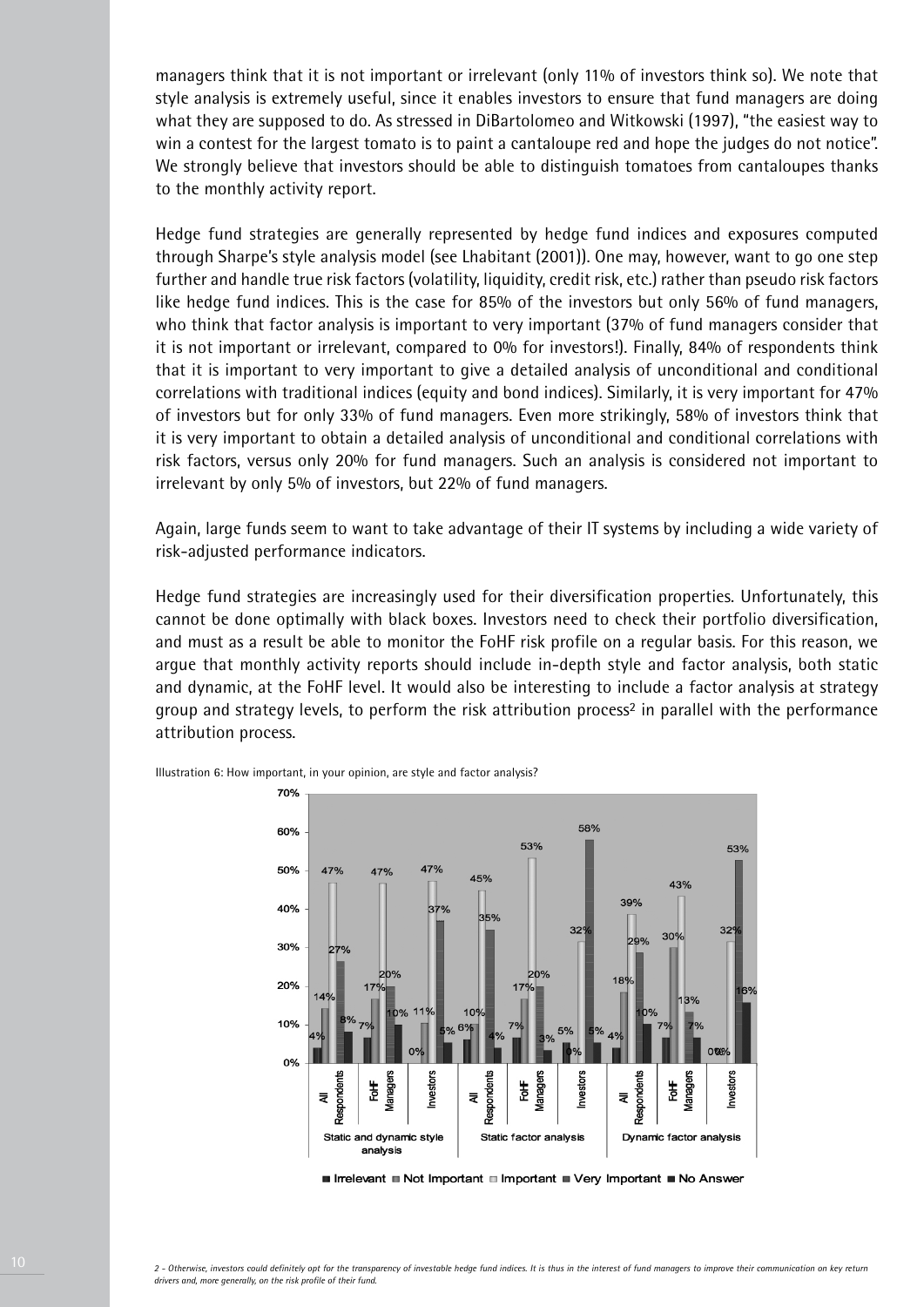managers think that it is not important or irrelevant (only 11% of investors think so). We note that style analysis is extremely useful, since it enables investors to ensure that fund managers are doing what they are supposed to do. As stressed in DiBartolomeo and Witkowski (1997), "the easiest way to win a contest for the largest tomato is to paint a cantaloupe red and hope the judges do not notice". We strongly believe that investors should be able to distinguish tomatoes from cantaloupes thanks to the monthly activity report.

Hedge fund strategies are generally represented by hedge fund indices and exposures computed through Sharpe's style analysis model (see Lhabitant (2001)). One may, however, want to go one step further and handle true risk factors (volatility, liquidity, credit risk, etc.) rather than pseudo risk factors like hedge fund indices. This is the case for 85% of the investors but only 56% of fund managers, who think that factor analysis is important to very important (37% of fund managers consider that it is not important or irrelevant, compared to 0% for investors!). Finally, 84% of respondents think that it is important to very important to give a detailed analysis of unconditional and conditional correlations with traditional indices (equity and bond indices). Similarly, it is very important for 47% of investors but for only 33% of fund managers. Even more strikingly, 58% of investors think that it is very important to obtain a detailed analysis of unconditional and conditional correlations with risk factors, versus only 20% for fund managers. Such an analysis is considered not important to irrelevant by only 5% of investors, but 22% of fund managers.

Again, large funds seem to want to take advantage of their IT systems by including a wide variety of risk-adjusted performance indicators.

Hedge fund strategies are increasingly used for their diversification properties. Unfortunately, this cannot be done optimally with black boxes. Investors need to check their portfolio diversification, and must as a result be able to monitor the FoHF risk profile on a regular basis. For this reason, we argue that monthly activity reports should include in-depth style and factor analysis, both static and dynamic, at the FoHF level. It would also be interesting to include a factor analysis at strategy group and strategy levels, to perform the risk attribution process[2] in parallel with the performance attribution process.

Illustration 6: How important, in your opinion, are style and factor analysis?

| | | Irrelevant | Not Important | Important | Very Important | No Answer |
|---|---|---|---|---|---|---|
| Static and dynamic style analysis | All Respondents | 4% | 14% | 47% | 27% | 8% |
| | FoHF Managers | 7% | 17% | 47% | 20% | 10% |
| | Investors | 0% | 11% | 47% | 37% | 5% |
| Static factor analysis | All Respondents | 6% | 10% | 45% | 35% | 4% |
| | FoHF Managers | 7% | 17% | 53% | 20% | 3% |
| | Investors | 5% | 0% | 32% | 58% | 5% |
| Dynamic factor analysis | All Respondents | 4% | 18% | 39% | 29% | 10% |
| | FoHF Managers | 7% | 30% | 43% | 13% | 7% |
| | Investors | 0% | 0% | 32% | 53% | 16% |

*2 - Otherwise, investors could definitely opt for the transparency of investable hedge fund indices. It is thus in the interest of fund managers to improve their communication on key return drivers and, more generally, on the risk profile of their fund.*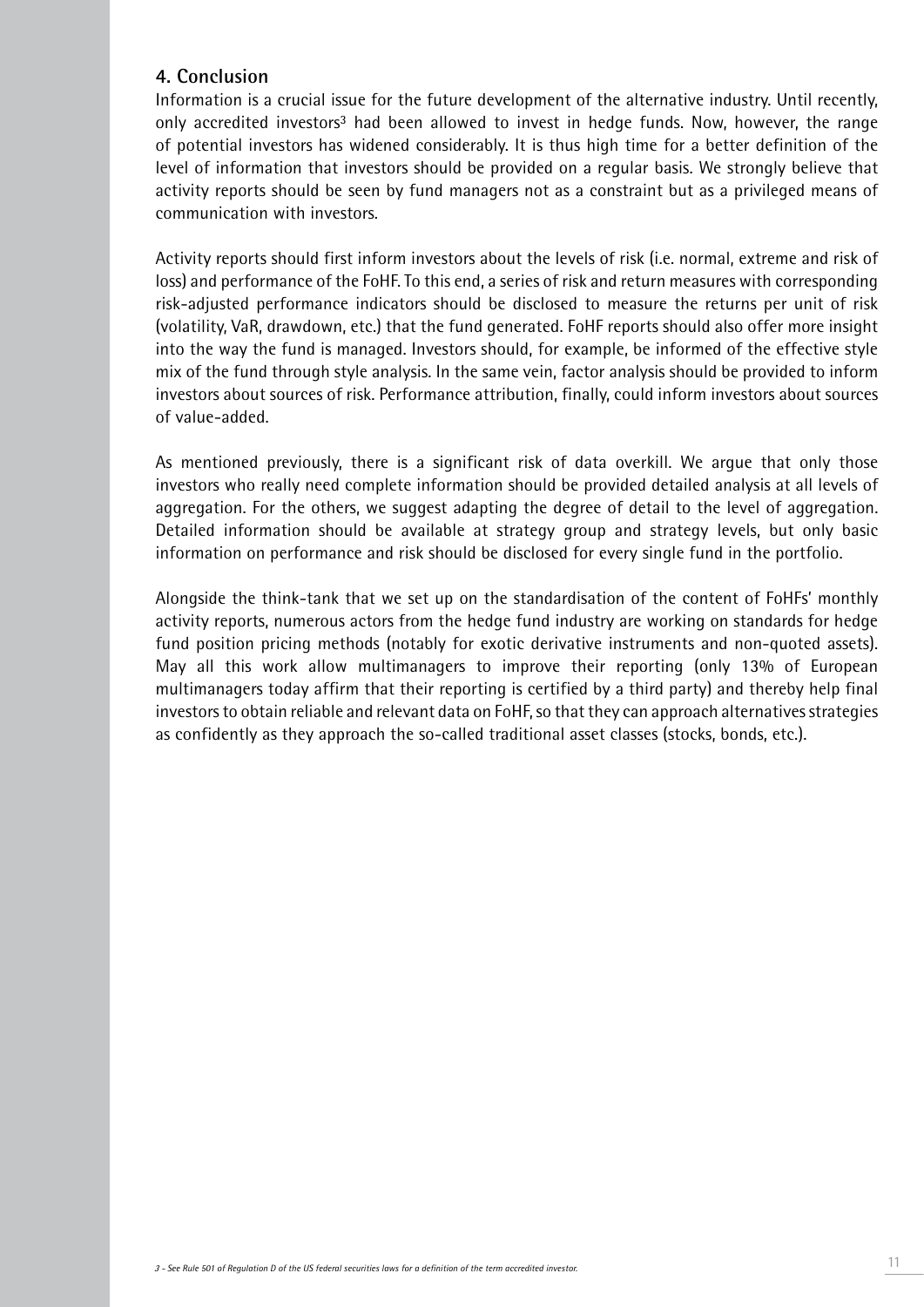## 4. Conclusion

Information is a crucial issue for the future development of the alternative industry. Until recently, only accredited investors[3] had been allowed to invest in hedge funds. Now, however, the range of potential investors has widened considerably. It is thus high time for a better definition of the level of information that investors should be provided on a regular basis. We strongly believe that activity reports should be seen by fund managers not as a constraint but as a privileged means of communication with investors.

Activity reports should first inform investors about the levels of risk (i.e. normal, extreme and risk of loss) and performance of the FoHF. To this end, a series of risk and return measures with corresponding risk-adjusted performance indicators should be disclosed to measure the returns per unit of risk (volatility, VaR, drawdown, etc.) that the fund generated. FoHF reports should also offer more insight into the way the fund is managed. Investors should, for example, be informed of the effective style mix of the fund through style analysis. In the same vein, factor analysis should be provided to inform investors about sources of risk. Performance attribution, finally, could inform investors about sources of value-added.

As mentioned previously, there is a significant risk of data overkill. We argue that only those investors who really need complete information should be provided detailed analysis at all levels of aggregation. For the others, we suggest adapting the degree of detail to the level of aggregation. Detailed information should be available at strategy group and strategy levels, but only basic information on performance and risk should be disclosed for every single fund in the portfolio.

Alongside the think-tank that we set up on the standardisation of the content of FoHFs' monthly activity reports, numerous actors from the hedge fund industry are working on standards for hedge fund position pricing methods (notably for exotic derivative instruments and non-quoted assets). May all this work allow multimanagers to improve their reporting (only 13% of European multimanagers today affirm that their reporting is certified by a third party) and thereby help final investors to obtain reliable and relevant data on FoHF, so that they can approach alternatives strategies as confidently as they approach the so-called traditional asset classes (stocks, bonds, etc.).

*3 - See Rule 501 of Regulation D of the US federal securities laws for a definition of the term accredited investor.*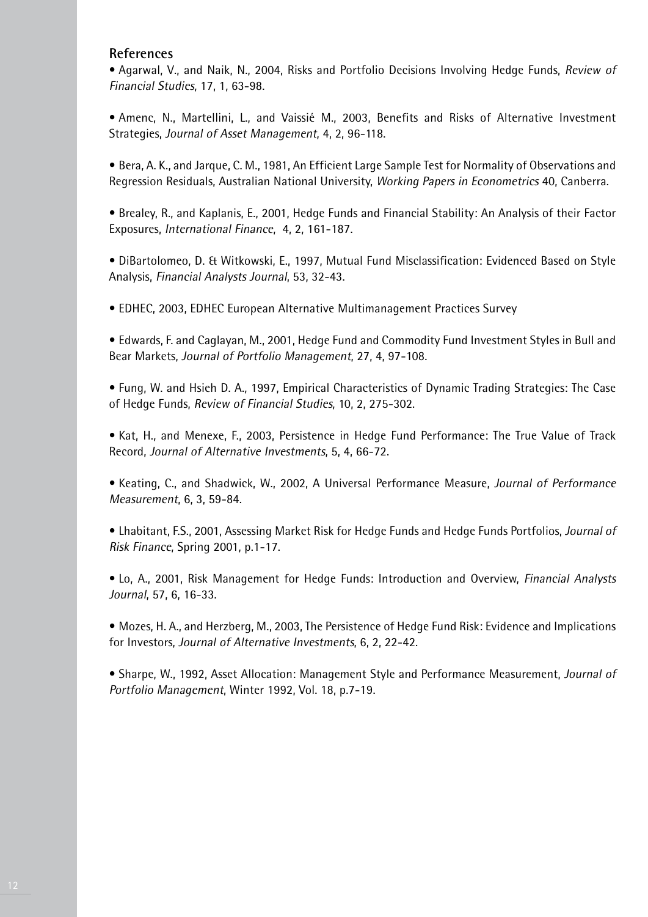## References

- Agarwal, V., and Naik, N., 2004, Risks and Portfolio Decisions Involving Hedge Funds, *Review of Financial Studies*, 17, 1, 63-98.

- Amenc, N., Martellini, L., and Vaissié M., 2003, Benefits and Risks of Alternative Investment Strategies, *Journal of Asset Management*, 4, 2, 96-118.

- Bera, A. K., and Jarque, C. M., 1981, An Efficient Large Sample Test for Normality of Observations and Regression Residuals, Australian National University, *Working Papers in Econometrics* 40, Canberra.

- Brealey, R., and Kaplanis, E., 2001, Hedge Funds and Financial Stability: An Analysis of their Factor Exposures, *International Finance*, 4, 2, 161-187.

- DiBartolomeo, D. & Witkowski, E., 1997, Mutual Fund Misclassification: Evidenced Based on Style Analysis, *Financial Analysts Journal*, 53, 32-43.

- EDHEC, 2003, EDHEC European Alternative Multimanagement Practices Survey

- Edwards, F. and Caglayan, M., 2001, Hedge Fund and Commodity Fund Investment Styles in Bull and Bear Markets, *Journal of Portfolio Management*, 27, 4, 97-108.

- Fung, W. and Hsieh D. A., 1997, Empirical Characteristics of Dynamic Trading Strategies: The Case of Hedge Funds, *Review of Financial Studies*, 10, 2, 275-302.

- Kat, H., and Menexe, F., 2003, Persistence in Hedge Fund Performance: The True Value of Track Record, *Journal of Alternative Investments*, 5, 4, 66-72.

- Keating, C., and Shadwick, W., 2002, A Universal Performance Measure, *Journal of Performance Measurement*, 6, 3, 59-84.

- Lhabitant, F.S., 2001, Assessing Market Risk for Hedge Funds and Hedge Funds Portfolios, *Journal of Risk Finance*, Spring 2001, p.1-17.

- Lo, A., 2001, Risk Management for Hedge Funds: Introduction and Overview, *Financial Analysts Journal*, 57, 6, 16-33.

- Mozes, H. A., and Herzberg, M., 2003, The Persistence of Hedge Fund Risk: Evidence and Implications for Investors, *Journal of Alternative Investments*, 6, 2, 22-42.

- Sharpe, W., 1992, Asset Allocation: Management Style and Performance Measurement, *Journal of Portfolio Management*, Winter 1992, Vol. 18, p.7-19.